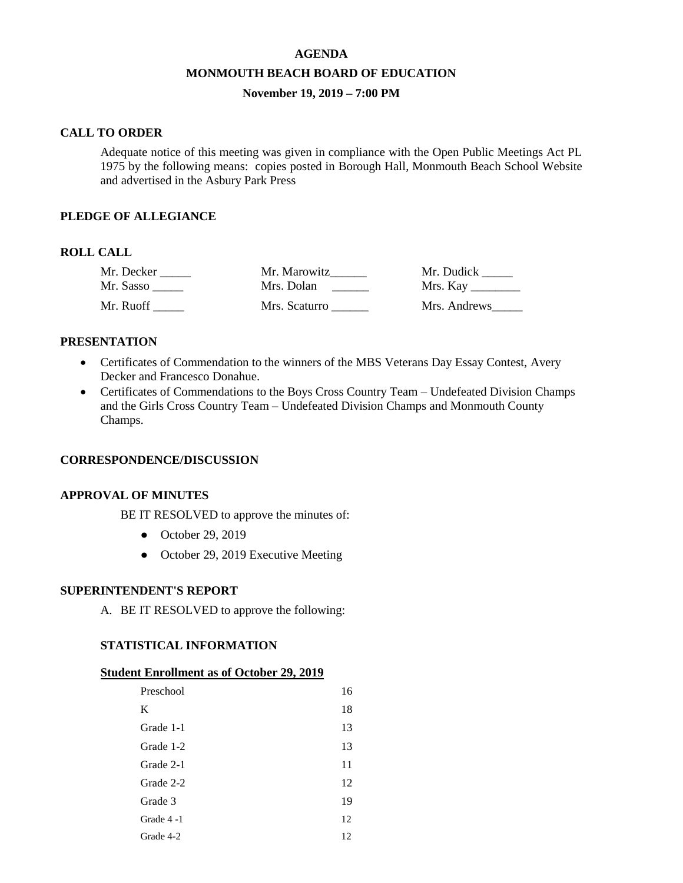# AGENDA

## MONMOUTH BEACH BOARD OF EDUCATION

### November 19, 2019 – 7:00 PM

**CALL TO ORDER**

Adequate notice of this meeting was given in compliance with the Open Public Meetings Act PL 1975 by the following means: copies posted in Borough Hall, Monmouth Beach School Website and advertised in the Asbury Park Press

**PLEDGE OF ALLEGIANCE**

**ROLL CALL**

| | | |
|---|---|---|
| Mr. Decker _____ | Mr. Marowitz______ | Mr. Dudick _____ |
| Mr. Sasso _____ | Mrs. Dolan ______ | Mrs. Kay ________ |
| Mr. Ruoff _____ | Mrs. Scaturro ______ | Mrs. Andrews_____ |

**PRESENTATION**

- Certificates of Commendation to the winners of the MBS Veterans Day Essay Contest, Avery Decker and Francesco Donahue.
- Certificates of Commendations to the Boys Cross Country Team – Undefeated Division Champs and the Girls Cross Country Team – Undefeated Division Champs and Monmouth County Champs.

**CORRESPONDENCE/DISCUSSION**

**APPROVAL OF MINUTES**

BE IT RESOLVED to approve the minutes of:

- October 29, 2019
- October 29, 2019 Executive Meeting

**SUPERINTENDENT'S REPORT**

A. BE IT RESOLVED to approve the following:

**STATISTICAL INFORMATION**

**Student Enrollment as of October 29, 2019**

| | |
|---|---|
| Preschool | 16 |
| K | 18 |
| Grade 1-1 | 13 |
| Grade 1-2 | 13 |
| Grade 2-1 | 11 |
| Grade 2-2 | 12 |
| Grade 3 | 19 |
| Grade 4 -1 | 12 |
| Grade 4-2 | 12 |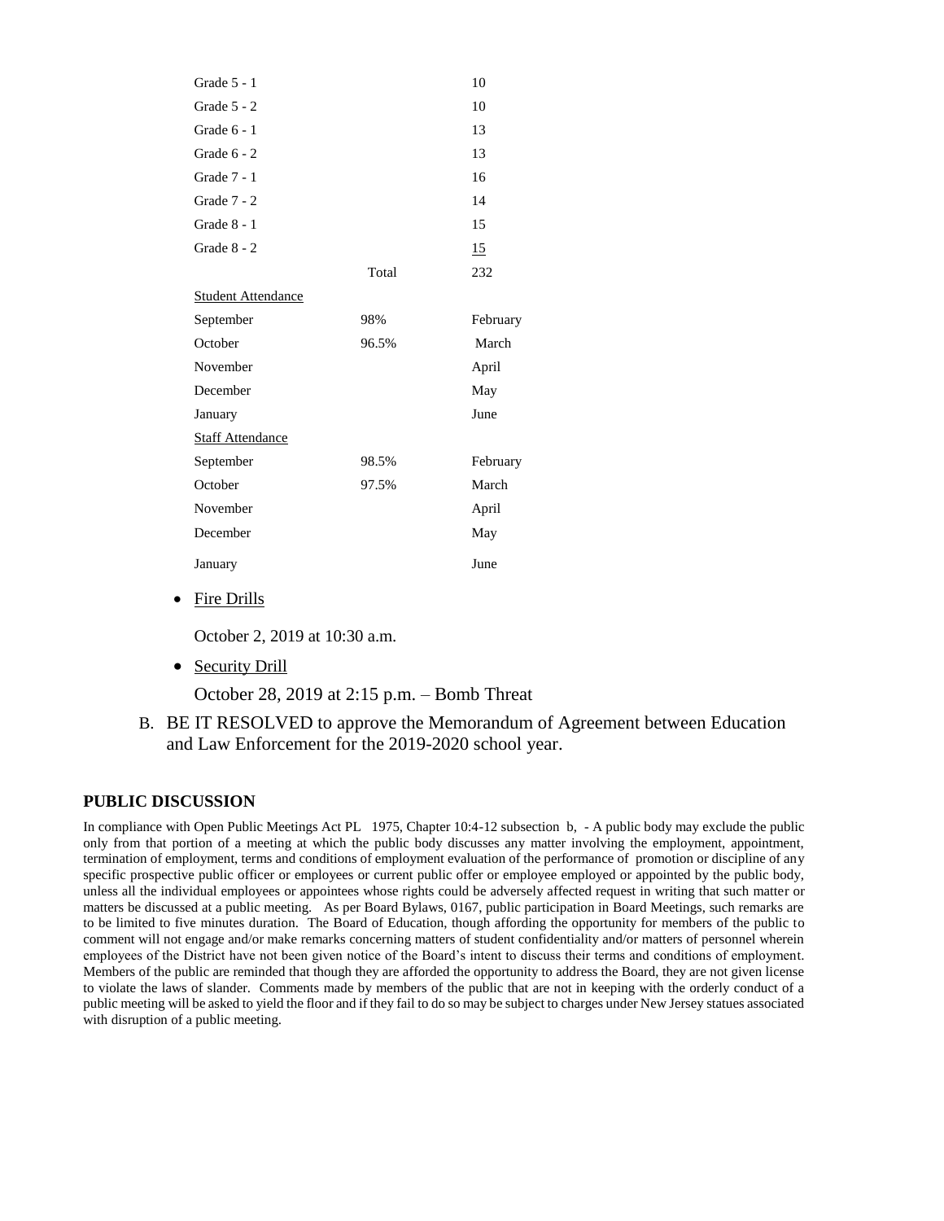| | | |
|---|---|---|
| Grade 5 - 1 | | 10 |
| Grade 5 - 2 | | 10 |
| Grade 6 - 1 | | 13 |
| Grade 6 - 2 | | 13 |
| Grade 7 - 1 | | 16 |
| Grade 7 - 2 | | 14 |
| Grade 8 - 1 | | 15 |
| Grade 8 - 2 | | 15 |
| | Total | 232 |

| Student Attendance | | |
|---|---|---|
| September | 98% | February |
| October | 96.5% | March |
| November | | April |
| December | | May |
| January | | June |

| Staff Attendance | | |
|---|---|---|
| September | 98.5% | February |
| October | 97.5% | March |
| November | | April |
| December | | May |
| January | | June |

- Fire Drills

  October 2, 2019 at 10:30 a.m.

- Security Drill

  October 28, 2019 at 2:15 p.m. – Bomb Threat

B. BE IT RESOLVED to approve the Memorandum of Agreement between Education and Law Enforcement for the 2019-2020 school year.

## PUBLIC DISCUSSION

In compliance with Open Public Meetings Act PL 1975, Chapter 10:4-12 subsection b, - A public body may exclude the public only from that portion of a meeting at which the public body discusses any matter involving the employment, appointment, termination of employment, terms and conditions of employment evaluation of the performance of promotion or discipline of any specific prospective public officer or employees or current public offer or employee employed or appointed by the public body, unless all the individual employees or appointees whose rights could be adversely affected request in writing that such matter or matters be discussed at a public meeting. As per Board Bylaws, 0167, public participation in Board Meetings, such remarks are to be limited to five minutes duration. The Board of Education, though affording the opportunity for members of the public to comment will not engage and/or make remarks concerning matters of student confidentiality and/or matters of personnel wherein employees of the District have not been given notice of the Board's intent to discuss their terms and conditions of employment. Members of the public are reminded that though they are afforded the opportunity to address the Board, they are not given license to violate the laws of slander. Comments made by members of the public that are not in keeping with the orderly conduct of a public meeting will be asked to yield the floor and if they fail to do so may be subject to charges under New Jersey statues associated with disruption of a public meeting.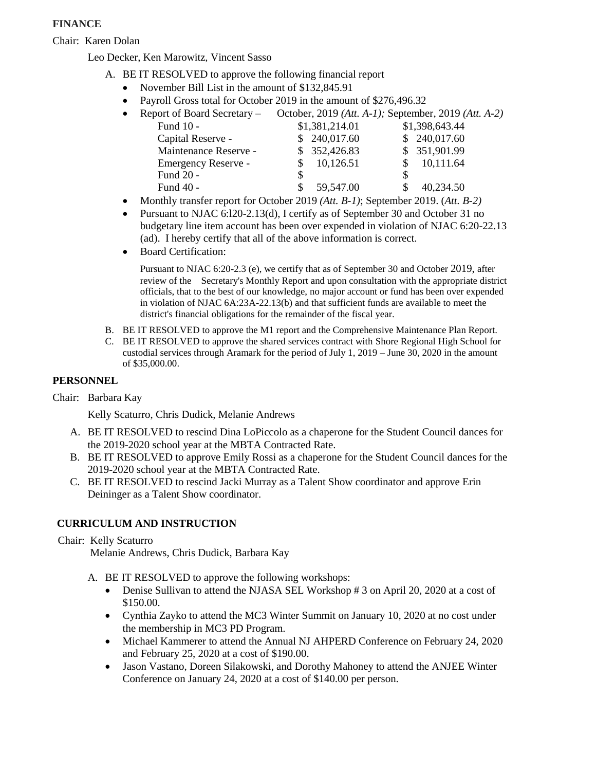**FINANCE**

Chair: Karen Dolan

Leo Decker, Ken Marowitz, Vincent Sasso

A. BE IT RESOLVED to approve the following financial report
   - November Bill List in the amount of $132,845.91
   - Payroll Gross total for October 2019 in the amount of $276,496.32
   - Report of Board Secretary – October, 2019 *(Att. A-1);* September, 2019 *(Att. A-2)*

| | October, 2019 | September, 2019 |
|---|---|---|
| Fund 10 - | $1,381,214.01 | $1,398,643.44 |
| Capital Reserve - | $ 240,017.60 | $ 240,017.60 |
| Maintenance Reserve - | $ 352,426.83 | $ 351,901.99 |
| Emergency Reserve - | $ 10,126.51 | $ 10,111.64 |
| Fund 20 - | $ | $ |
| Fund 40 - | $ 59,547.00 | $ 40,234.50 |

   - Monthly transfer report for October 2019 *(Att. B-1)*; September 2019. (*Att. B-2)*
   - Pursuant to NJAC 6:l20-2.13(d), I certify as of September 30 and October 31 no budgetary line item account has been over expended in violation of NJAC 6:20-22.13 (ad). I hereby certify that all of the above information is correct.
   - Board Certification:

     Pursuant to NJAC 6:20-2.3 (e), we certify that as of September 30 and October 2019, after review of the Secretary's Monthly Report and upon consultation with the appropriate district officials, that to the best of our knowledge, no major account or fund has been over expended in violation of NJAC 6A:23A-22.13(b) and that sufficient funds are available to meet the district's financial obligations for the remainder of the fiscal year.

B. BE IT RESOLVED to approve the M1 report and the Comprehensive Maintenance Plan Report.

C. BE IT RESOLVED to approve the shared services contract with Shore Regional High School for custodial services through Aramark for the period of July 1, 2019 – June 30, 2020 in the amount of $35,000.00.

**PERSONNEL**

Chair: Barbara Kay

Kelly Scaturro, Chris Dudick, Melanie Andrews

A. BE IT RESOLVED to rescind Dina LoPiccolo as a chaperone for the Student Council dances for the 2019-2020 school year at the MBTA Contracted Rate.

B. BE IT RESOLVED to approve Emily Rossi as a chaperone for the Student Council dances for the 2019-2020 school year at the MBTA Contracted Rate.

C. BE IT RESOLVED to rescind Jacki Murray as a Talent Show coordinator and approve Erin Deininger as a Talent Show coordinator.

**CURRICULUM AND INSTRUCTION**

Chair: Kelly Scaturro

Melanie Andrews, Chris Dudick, Barbara Kay

A. BE IT RESOLVED to approve the following workshops:
   - Denise Sullivan to attend the NJASA SEL Workshop # 3 on April 20, 2020 at a cost of $150.00.
   - Cynthia Zayko to attend the MC3 Winter Summit on January 10, 2020 at no cost under the membership in MC3 PD Program.
   - Michael Kammerer to attend the Annual NJ AHPERD Conference on February 24, 2020 and February 25, 2020 at a cost of $190.00.
   - Jason Vastano, Doreen Silakowski, and Dorothy Mahoney to attend the ANJEE Winter Conference on January 24, 2020 at a cost of $140.00 per person.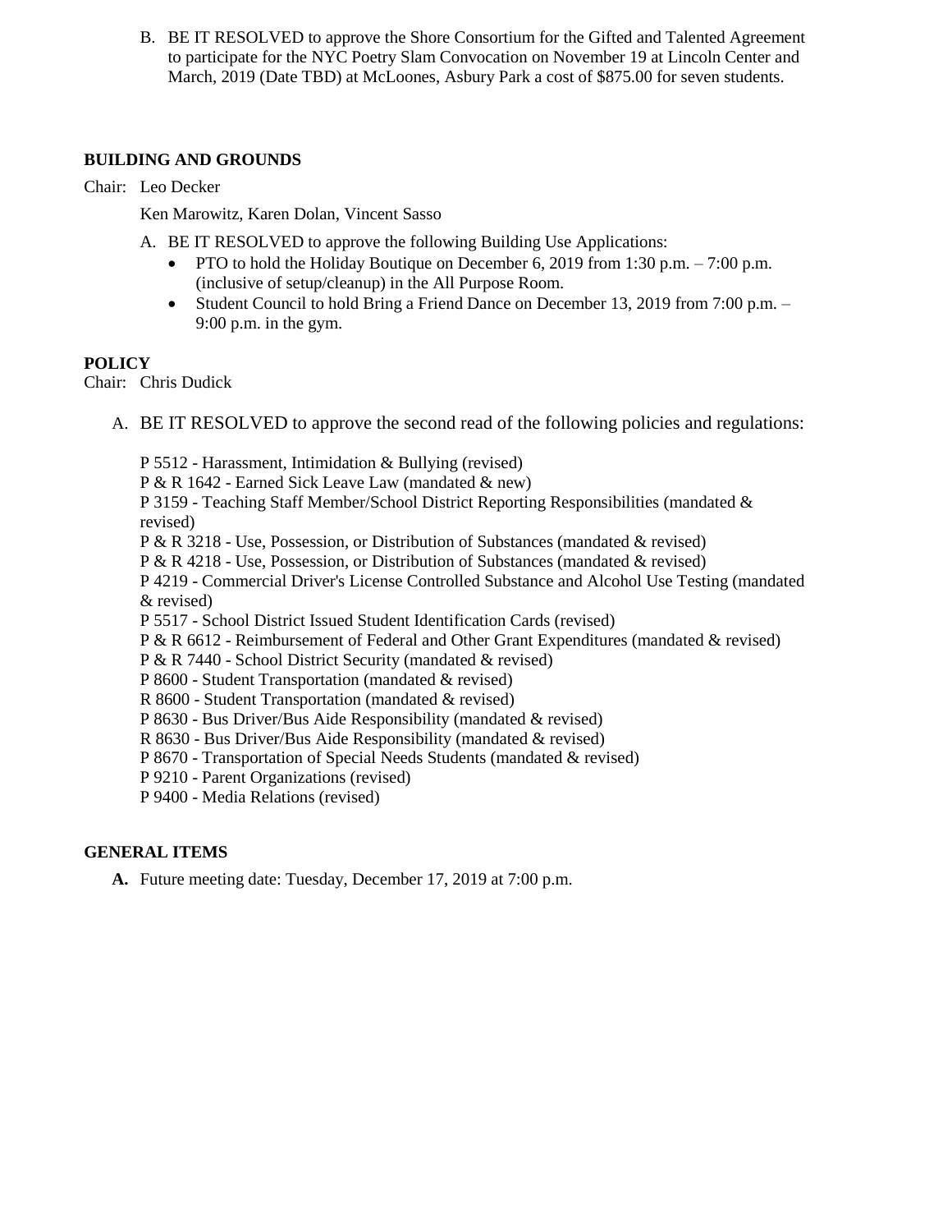B. BE IT RESOLVED to approve the Shore Consortium for the Gifted and Talented Agreement to participate for the NYC Poetry Slam Convocation on November 19 at Lincoln Center and March, 2019 (Date TBD) at McLoones, Asbury Park a cost of $875.00 for seven students.

**BUILDING AND GROUNDS**

Chair: Leo Decker

Ken Marowitz, Karen Dolan, Vincent Sasso

A. BE IT RESOLVED to approve the following Building Use Applications:
   - PTO to hold the Holiday Boutique on December 6, 2019 from 1:30 p.m. – 7:00 p.m. (inclusive of setup/cleanup) in the All Purpose Room.
   - Student Council to hold Bring a Friend Dance on December 13, 2019 from 7:00 p.m. – 9:00 p.m. in the gym.

**POLICY**

Chair: Chris Dudick

A. BE IT RESOLVED to approve the second read of the following policies and regulations:

P 5512 - Harassment, Intimidation & Bullying (revised)
P & R 1642 - Earned Sick Leave Law (mandated & new)
P 3159 - Teaching Staff Member/School District Reporting Responsibilities (mandated & revised)
P & R 3218 - Use, Possession, or Distribution of Substances (mandated & revised)
P & R 4218 - Use, Possession, or Distribution of Substances (mandated & revised)
P 4219 - Commercial Driver's License Controlled Substance and Alcohol Use Testing (mandated & revised)
P 5517 - School District Issued Student Identification Cards (revised)
P & R 6612 - Reimbursement of Federal and Other Grant Expenditures (mandated & revised)
P & R 7440 - School District Security (mandated & revised)
P 8600 - Student Transportation (mandated & revised)
R 8600 - Student Transportation (mandated & revised)
P 8630 - Bus Driver/Bus Aide Responsibility (mandated & revised)
R 8630 - Bus Driver/Bus Aide Responsibility (mandated & revised)
P 8670 - Transportation of Special Needs Students (mandated & revised)
P 9210 - Parent Organizations (revised)
P 9400 - Media Relations (revised)

**GENERAL ITEMS**

**A.** Future meeting date: Tuesday, December 17, 2019 at 7:00 p.m.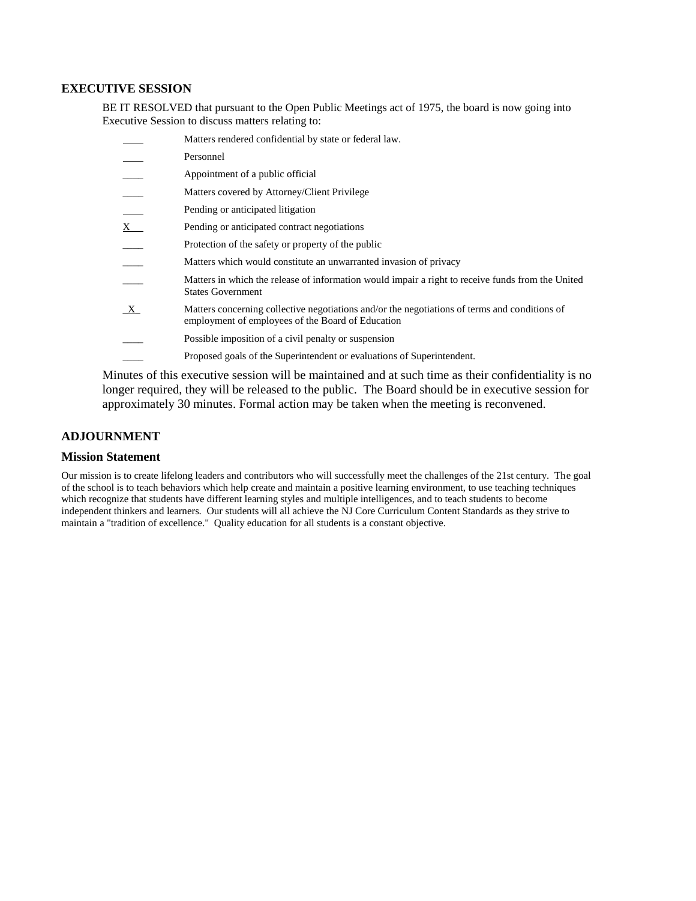## EXECUTIVE SESSION

BE IT RESOLVED that pursuant to the Open Public Meetings act of 1975, the board is now going into Executive Session to discuss matters relating to:

| | |
|---|---|
| ____ | Matters rendered confidential by state or federal law. |
| ____ | Personnel |
| ____ | Appointment of a public official |
| ____ | Matters covered by Attorney/Client Privilege |
| ____ | Pending or anticipated litigation |
| X | Pending or anticipated contract negotiations |
| ____ | Protection of the safety or property of the public |
| ____ | Matters which would constitute an unwarranted invasion of privacy |
| ____ | Matters in which the release of information would impair a right to receive funds from the United States Government |
| X | Matters concerning collective negotiations and/or the negotiations of terms and conditions of employment of employees of the Board of Education |
| ____ | Possible imposition of a civil penalty or suspension |
| ____ | Proposed goals of the Superintendent or evaluations of Superintendent. |

Minutes of this executive session will be maintained and at such time as their confidentiality is no longer required, they will be released to the public. The Board should be in executive session for approximately 30 minutes. Formal action may be taken when the meeting is reconvened.

## ADJOURNMENT

### Mission Statement

Our mission is to create lifelong leaders and contributors who will successfully meet the challenges of the 21st century. The goal of the school is to teach behaviors which help create and maintain a positive learning environment, to use teaching techniques which recognize that students have different learning styles and multiple intelligences, and to teach students to become independent thinkers and learners. Our students will all achieve the NJ Core Curriculum Content Standards as they strive to maintain a "tradition of excellence." Quality education for all students is a constant objective.